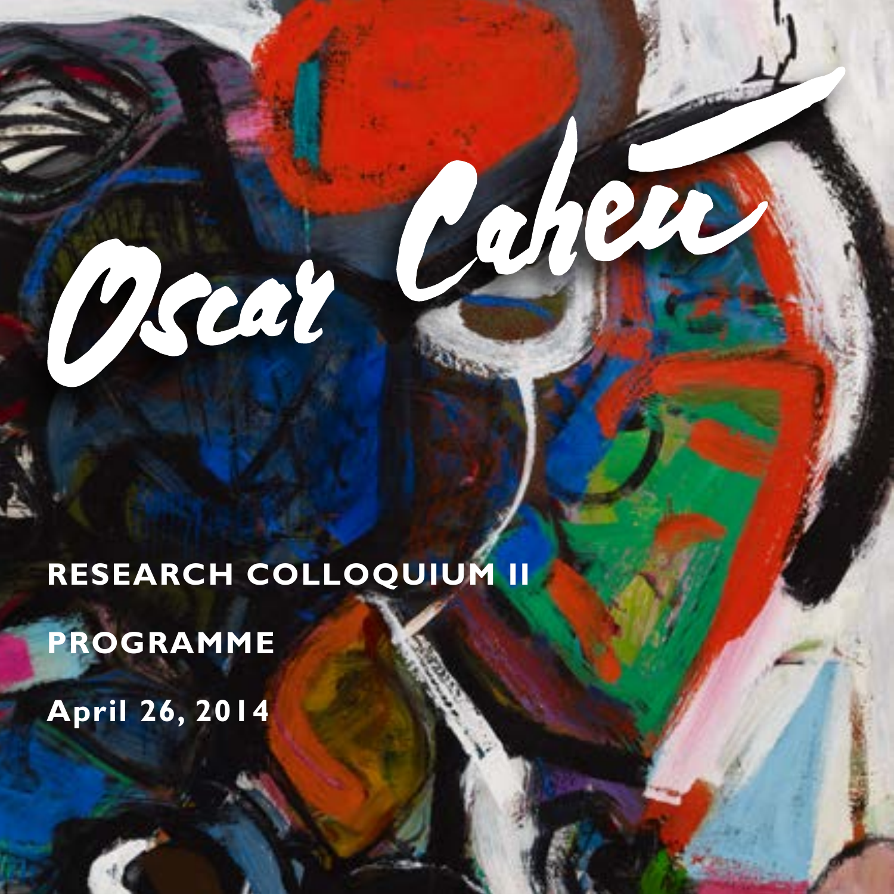# Oscar Cahen

**RESEARCH COLLOQUIUM II**

**PROGRAMME**

**April 26, 2014**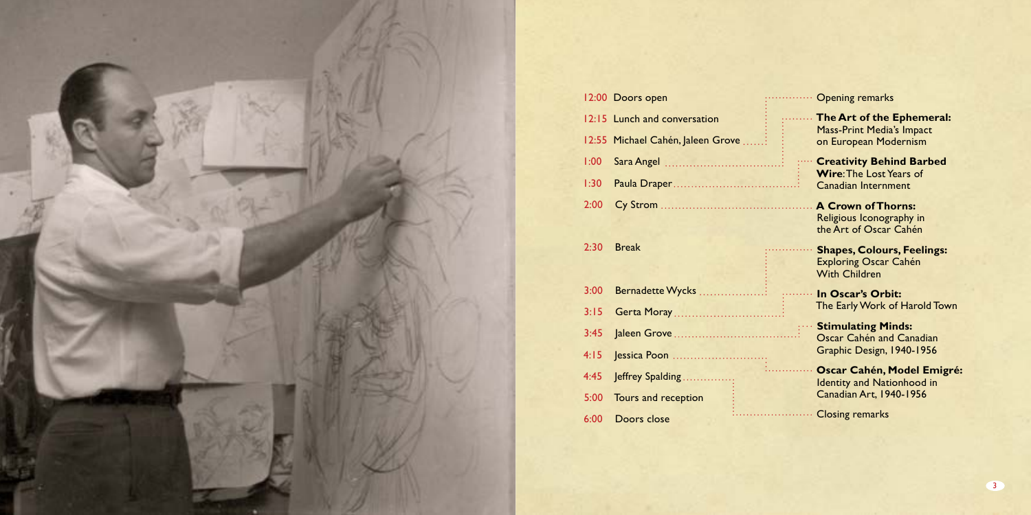| Time | Event / Speaker | Talk |
|---|---|---|
| 12:00 | Doors open | |
| 12:15 | Lunch and conversation | |
| 12:55 | Michael Cahén, Jaleen Grove | Opening remarks |
| 1:00 | Sara Angel | **The Art of the Ephemeral:** Mass-Print Media's Impact on European Modernism |
| 1:30 | Paula Draper | **Creativity Behind Barbed Wire**: The Lost Years of Canadian Internment |
| 2:00 | Cy Strom | **A Crown of Thorns:** Religious Iconography in the Art of Oscar Cahén |
| 2:30 | Break | |
| 3:00 | Bernadette Wycks | **Shapes, Colours, Feelings:** Exploring Oscar Cahén With Children |
| 3:15 | Gerta Moray | **In Oscar's Orbit:** The Early Work of Harold Town |
| 3:45 | Jaleen Grove | **Stimulating Minds:** Oscar Cahén and Canadian Graphic Design, 1940-1956 |
| 4:15 | Jessica Poon | **Oscar Cahén, Model Emigré:** Identity and Nationhood in Canadian Art, 1940-1956 |
| 4:45 | Jeffrey Spalding | Closing remarks |
| 5:00 | Tours and reception | |
| 6:00 | Doors close | |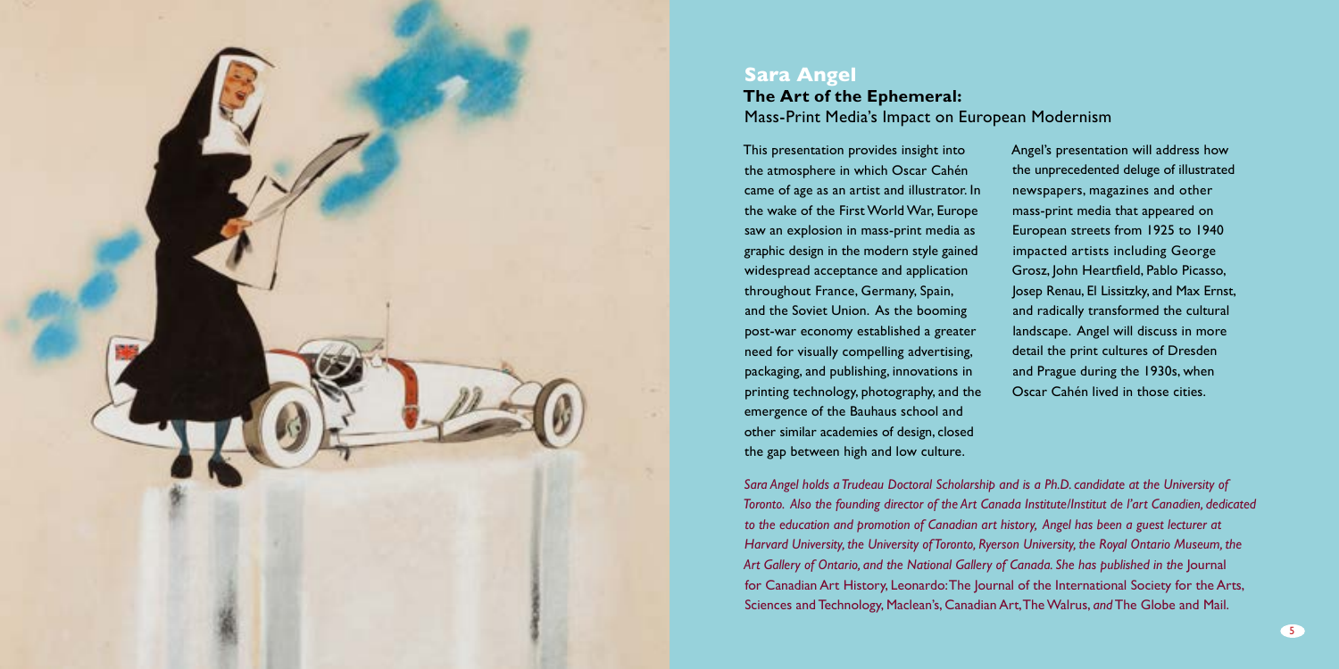## Sara Angel

### The Art of the Ephemeral:
Mass-Print Media's Impact on European Modernism

This presentation provides insight into the atmosphere in which Oscar Cahén came of age as an artist and illustrator. In the wake of the First World War, Europe saw an explosion in mass-print media as graphic design in the modern style gained widespread acceptance and application throughout France, Germany, Spain, and the Soviet Union. As the booming post-war economy established a greater need for visually compelling advertising, packaging, and publishing, innovations in printing technology, photography, and the emergence of the Bauhaus school and other similar academies of design, closed the gap between high and low culture.

Angel's presentation will address how the unprecedented deluge of illustrated newspapers, magazines and other mass-print media that appeared on European streets from 1925 to 1940 impacted artists including George Grosz, John Heartfield, Pablo Picasso, Josep Renau, El Lissitzky, and Max Ernst, and radically transformed the cultural landscape. Angel will discuss in more detail the print cultures of Dresden and Prague during the 1930s, when Oscar Cahén lived in those cities.

*Sara Angel holds a Trudeau Doctoral Scholarship and is a Ph.D. candidate at the University of Toronto. Also the founding director of the Art Canada Institute/Institut de l'art Canadien, dedicated to the education and promotion of Canadian art history, Angel has been a guest lecturer at Harvard University, the University of Toronto, Ryerson University, the Royal Ontario Museum, the Art Gallery of Ontario, and the National Gallery of Canada. She has published in the* Journal for Canadian Art History, Leonardo: The Journal of the International Society for the Arts, Sciences and Technology, Maclean's, Canadian Art, The Walrus, *and* The Globe and Mail.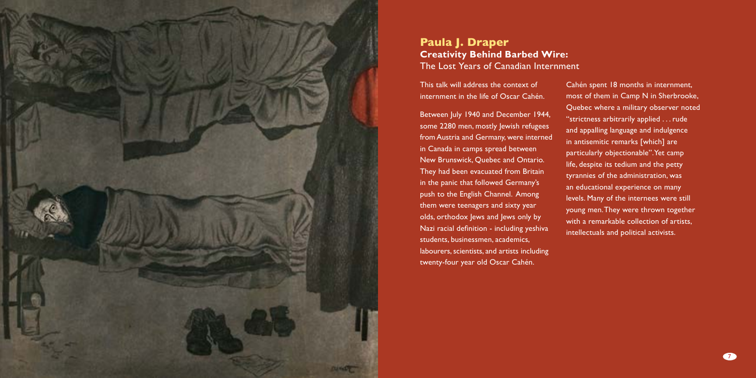## Paula J. Draper

### Creativity Behind Barbed Wire:

The Lost Years of Canadian Internment

This talk will address the context of internment in the life of Oscar Cahén.

Between July 1940 and December 1944, some 2280 men, mostly Jewish refugees from Austria and Germany, were interned in Canada in camps spread between New Brunswick, Quebec and Ontario. They had been evacuated from Britain in the panic that followed Germany's push to the English Channel. Among them were teenagers and sixty year olds, orthodox Jews and Jews only by Nazi racial definition - including yeshiva students, businessmen, academics, labourers, scientists, and artists including twenty-four year old Oscar Cahén.

Cahén spent 18 months in internment, most of them in Camp N in Sherbrooke, Quebec where a military observer noted "strictness arbitrarily applied . . . rude and appalling language and indulgence in antisemitic remarks [which] are particularly objectionable". Yet camp life, despite its tedium and the petty tyrannies of the administration, was an educational experience on many levels. Many of the internees were still young men. They were thrown together with a remarkable collection of artists, intellectuals and political activists.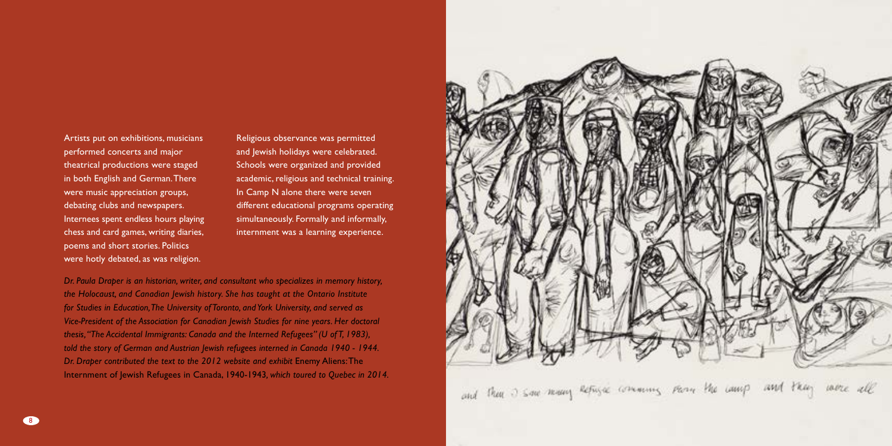Artists put on exhibitions, musicians performed concerts and major theatrical productions were staged in both English and German. There were music appreciation groups, debating clubs and newspapers. Internees spent endless hours playing chess and card games, writing diaries, poems and short stories. Politics were hotly debated, as was religion.

Religious observance was permitted and Jewish holidays were celebrated. Schools were organized and provided academic, religious and technical training. In Camp N alone there were seven different educational programs operating simultaneously. Formally and informally, internment was a learning experience.

*Dr. Paula Draper is an historian, writer, and consultant who specializes in memory history, the Holocaust, and Canadian Jewish history. She has taught at the Ontario Institute for Studies in Education, The University of Toronto, and York University, and served as Vice-President of the Association for Canadian Jewish Studies for nine years. Her doctoral thesis, "The Accidental Immigrants: Canada and the Interned Refugees" (U of T, 1983), told the story of German and Austrian Jewish refugees interned in Canada 1940 - 1944. Dr. Draper contributed the text to the 2012 website and exhibit* Enemy Aliens: The Internment of Jewish Refugees in Canada, 1940-1943, *which toured to Quebec in 2014.*

and then I saw many Refugee comming from the camp and they were all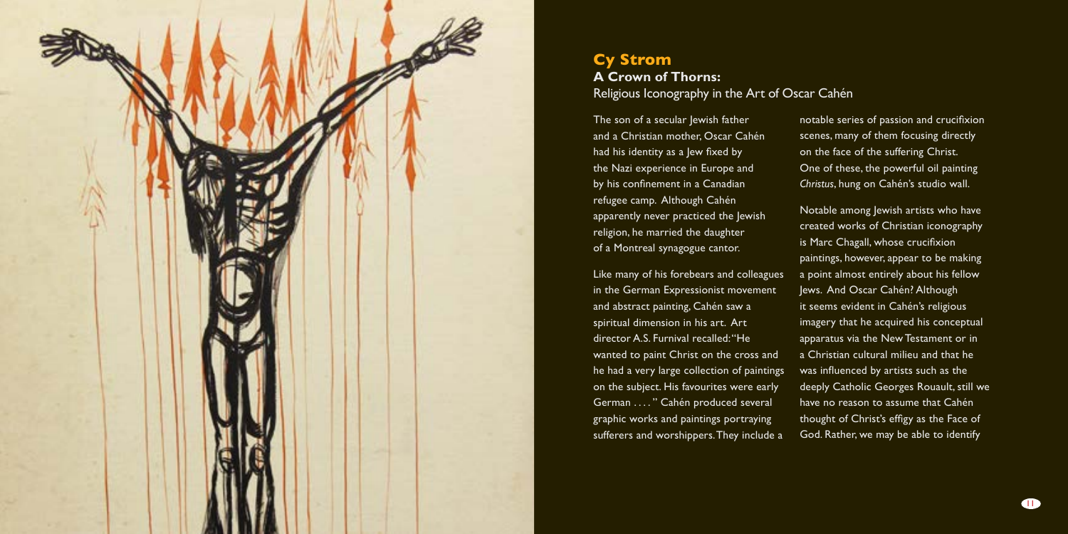## Cy Strom

### A Crown of Thorns:

Religious Iconography in the Art of Oscar Cahén

The son of a secular Jewish father and a Christian mother, Oscar Cahén had his identity as a Jew fixed by the Nazi experience in Europe and by his confinement in a Canadian refugee camp. Although Cahén apparently never practiced the Jewish religion, he married the daughter of a Montreal synagogue cantor.

Like many of his forebears and colleagues in the German Expressionist movement and abstract painting, Cahén saw a spiritual dimension in his art. Art director A.S. Furnival recalled: "He wanted to paint Christ on the cross and he had a very large collection of paintings on the subject. His favourites were early German . . . ." Cahén produced several graphic works and paintings portraying sufferers and worshippers. They include a notable series of passion and crucifixion scenes, many of them focusing directly on the face of the suffering Christ. One of these, the powerful oil painting *Christus*, hung on Cahén's studio wall.

Notable among Jewish artists who have created works of Christian iconography is Marc Chagall, whose crucifixion paintings, however, appear to be making a point almost entirely about his fellow Jews. And Oscar Cahén? Although it seems evident in Cahén's religious imagery that he acquired his conceptual apparatus via the New Testament or in a Christian cultural milieu and that he was influenced by artists such as the deeply Catholic Georges Rouault, still we have no reason to assume that Cahén thought of Christ's effigy as the Face of God. Rather, we may be able to identify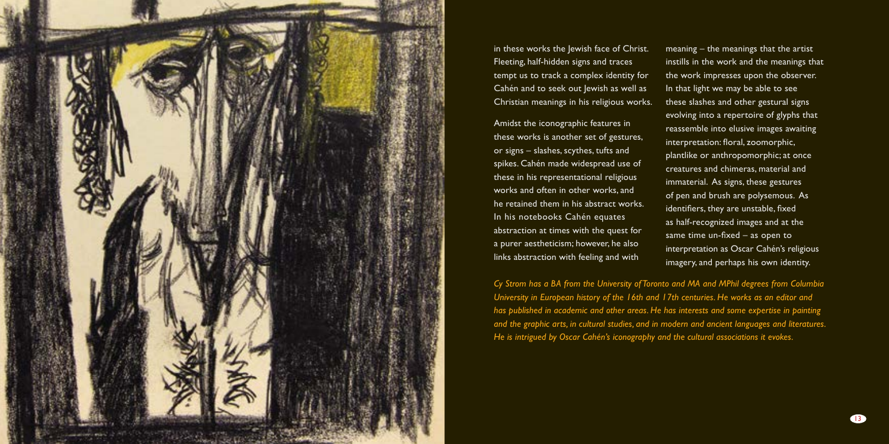in these works the Jewish face of Christ. Fleeting, half-hidden signs and traces tempt us to track a complex identity for Cahén and to seek out Jewish as well as Christian meanings in his religious works.

Amidst the iconographic features in these works is another set of gestures, or signs – slashes, scythes, tufts and spikes. Cahén made widespread use of these in his representational religious works and often in other works, and he retained them in his abstract works. In his notebooks Cahén equates abstraction at times with the quest for a purer aestheticism; however, he also links abstraction with feeling and with meaning – the meanings that the artist instills in the work and the meanings that the work impresses upon the observer. In that light we may be able to see these slashes and other gestural signs evolving into a repertoire of glyphs that reassemble into elusive images awaiting interpretation: floral, zoomorphic, plantlike or anthropomorphic; at once creatures and chimeras, material and immaterial. As signs, these gestures of pen and brush are polysemous. As identifiers, they are unstable, fixed as half-recognized images and at the same time un-fixed – as open to interpretation as Oscar Cahén's religious imagery, and perhaps his own identity.

*Cy Strom has a BA from the University of Toronto and MA and MPhil degrees from Columbia University in European history of the 16th and 17th centuries. He works as an editor and has published in academic and other areas. He has interests and some expertise in painting and the graphic arts, in cultural studies, and in modern and ancient languages and literatures. He is intrigued by Oscar Cahén's iconography and the cultural associations it evokes.*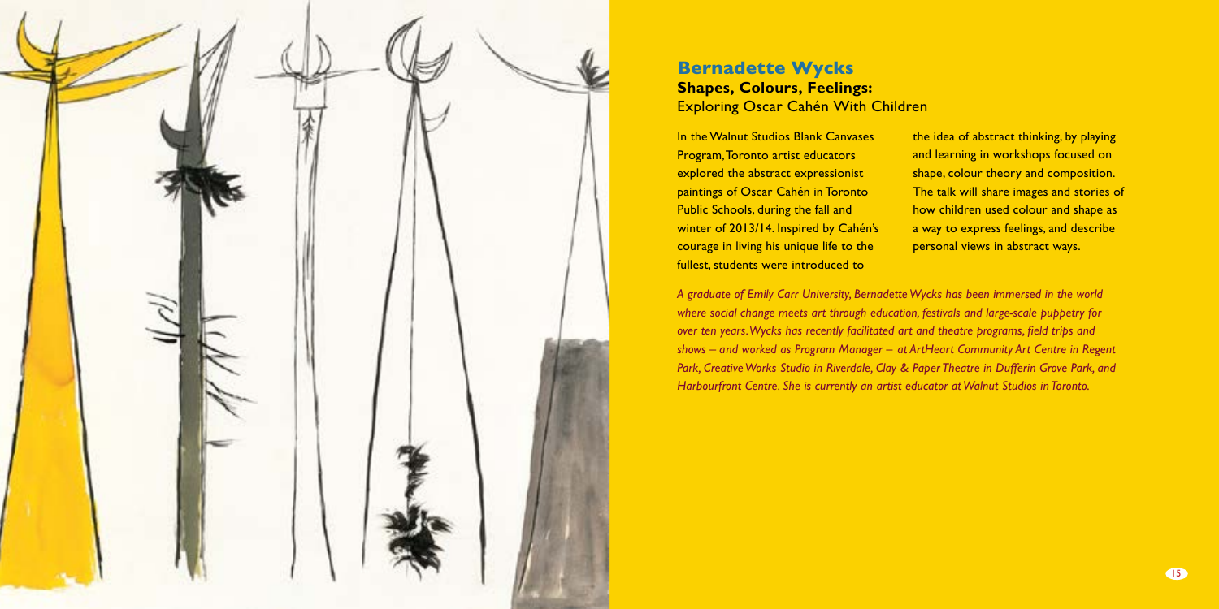## Bernadette Wycks

### Shapes, Colours, Feelings:
Exploring Oscar Cahén With Children

In the Walnut Studios Blank Canvases Program, Toronto artist educators explored the abstract expressionist paintings of Oscar Cahén in Toronto Public Schools, during the fall and winter of 2013/14. Inspired by Cahén's courage in living his unique life to the fullest, students were introduced to the idea of abstract thinking, by playing and learning in workshops focused on shape, colour theory and composition. The talk will share images and stories of how children used colour and shape as a way to express feelings, and describe personal views in abstract ways.

*A graduate of Emily Carr University, Bernadette Wycks has been immersed in the world where social change meets art through education, festivals and large-scale puppetry for over ten years. Wycks has recently facilitated art and theatre programs, field trips and shows – and worked as Program Manager – at ArtHeart Community Art Centre in Regent Park, Creative Works Studio in Riverdale, Clay & Paper Theatre in Dufferin Grove Park, and Harbourfront Centre. She is currently an artist educator at Walnut Studios in Toronto.*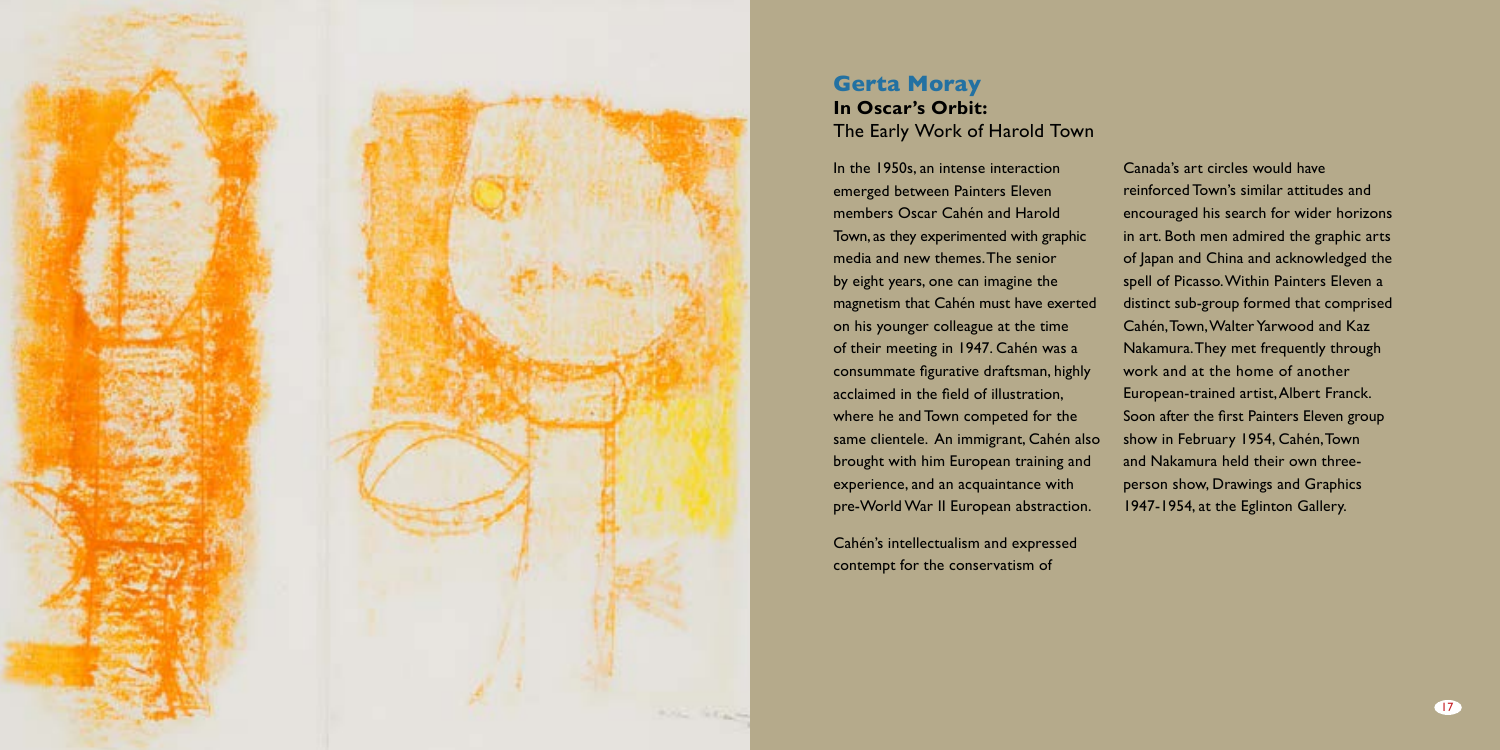## Gerta Moray

### In Oscar's Orbit:

The Early Work of Harold Town

In the 1950s, an intense interaction emerged between Painters Eleven members Oscar Cahén and Harold Town, as they experimented with graphic media and new themes. The senior by eight years, one can imagine the magnetism that Cahén must have exerted on his younger colleague at the time of their meeting in 1947. Cahén was a consummate figurative draftsman, highly acclaimed in the field of illustration, where he and Town competed for the same clientele. An immigrant, Cahén also brought with him European training and experience, and an acquaintance with pre-World War II European abstraction.

Cahén's intellectualism and expressed contempt for the conservatism of Canada's art circles would have reinforced Town's similar attitudes and encouraged his search for wider horizons in art. Both men admired the graphic arts of Japan and China and acknowledged the spell of Picasso. Within Painters Eleven a distinct sub-group formed that comprised Cahén, Town, Walter Yarwood and Kaz Nakamura. They met frequently through work and at the home of another European-trained artist, Albert Franck. Soon after the first Painters Eleven group show in February 1954, Cahén, Town and Nakamura held their own three-person show, Drawings and Graphics 1947-1954, at the Eglinton Gallery.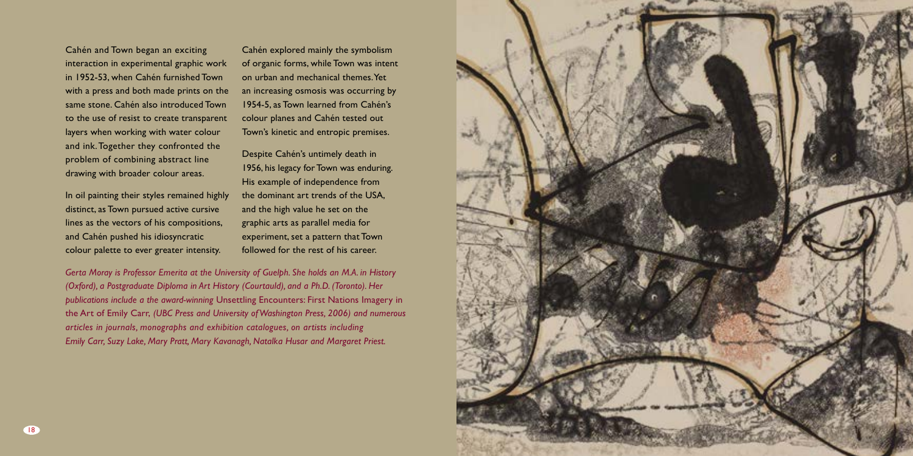Cahén and Town began an exciting interaction in experimental graphic work in 1952-53, when Cahén furnished Town with a press and both made prints on the same stone. Cahén also introduced Town to the use of resist to create transparent layers when working with water colour and ink. Together they confronted the problem of combining abstract line drawing with broader colour areas.

In oil painting their styles remained highly distinct, as Town pursued active cursive lines as the vectors of his compositions, and Cahén pushed his idiosyncratic colour palette to ever greater intensity.

Cahén explored mainly the symbolism of organic forms, while Town was intent on urban and mechanical themes. Yet an increasing osmosis was occurring by 1954-5, as Town learned from Cahén's colour planes and Cahén tested out Town's kinetic and entropic premises.

Despite Cahén's untimely death in 1956, his legacy for Town was enduring. His example of independence from the dominant art trends of the USA, and the high value he set on the graphic arts as parallel media for experiment, set a pattern that Town followed for the rest of his career.

*Gerta Moray is Professor Emerita at the University of Guelph. She holds an M.A. in History (Oxford), a Postgraduate Diploma in Art History (Courtauld), and a Ph.D. (Toronto). Her publications include a the award-winning* Unsettling Encounters: First Nations Imagery in the Art of Emily Carr, *(UBC Press and University of Washington Press, 2006) and numerous articles in journals, monographs and exhibition catalogues, on artists including Emily Carr, Suzy Lake, Mary Pratt, Mary Kavanagh, Natalka Husar and Margaret Priest.*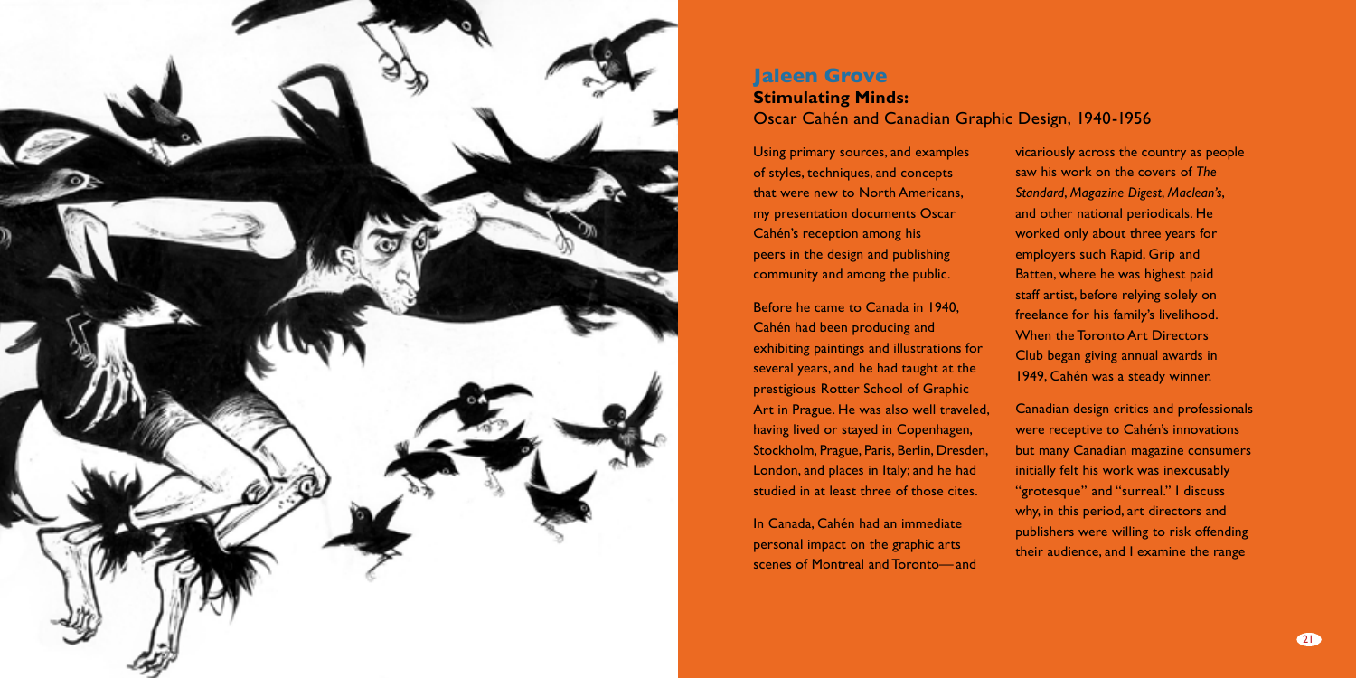## Jaleen Grove

### Stimulating Minds:
Oscar Cahén and Canadian Graphic Design, 1940-1956

Using primary sources, and examples of styles, techniques, and concepts that were new to North Americans, my presentation documents Oscar Cahén's reception among his peers in the design and publishing community and among the public.

Before he came to Canada in 1940, Cahén had been producing and exhibiting paintings and illustrations for several years, and he had taught at the prestigious Rotter School of Graphic Art in Prague. He was also well traveled, having lived or stayed in Copenhagen, Stockholm, Prague, Paris, Berlin, Dresden, London, and places in Italy; and he had studied in at least three of those cites.

In Canada, Cahén had an immediate personal impact on the graphic arts scenes of Montreal and Toronto—and vicariously across the country as people saw his work on the covers of *The Standard*, *Magazine Digest*, *Maclean's*, and other national periodicals. He worked only about three years for employers such Rapid, Grip and Batten, where he was highest paid staff artist, before relying solely on freelance for his family's livelihood. When the Toronto Art Directors Club began giving annual awards in 1949, Cahén was a steady winner.

Canadian design critics and professionals were receptive to Cahén's innovations but many Canadian magazine consumers initially felt his work was inexcusably "grotesque" and "surreal." I discuss why, in this period, art directors and publishers were willing to risk offending their audience, and I examine the range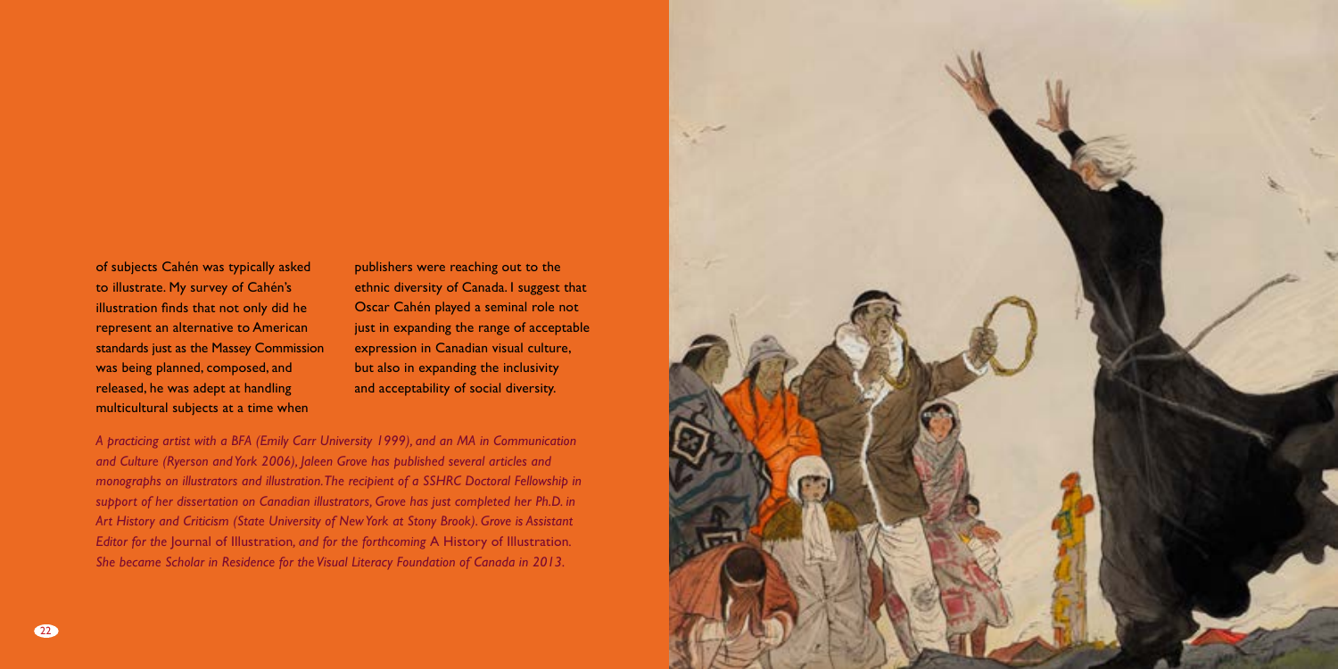of subjects Cahén was typically asked to illustrate. My survey of Cahén's illustration finds that not only did he represent an alternative to American standards just as the Massey Commission was being planned, composed, and released, he was adept at handling multicultural subjects at a time when publishers were reaching out to the ethnic diversity of Canada. I suggest that Oscar Cahén played a seminal role not just in expanding the range of acceptable expression in Canadian visual culture, but also in expanding the inclusivity and acceptability of social diversity.

*A practicing artist with a BFA (Emily Carr University 1999), and an MA in Communication and Culture (Ryerson and York 2006), Jaleen Grove has published several articles and monographs on illustrators and illustration. The recipient of a SSHRC Doctoral Fellowship in support of her dissertation on Canadian illustrators, Grove has just completed her Ph.D. in Art History and Criticism (State University of New York at Stony Brook). Grove is Assistant Editor for the* Journal of Illustration, *and for the forthcoming* A History of Illustration. *She became Scholar in Residence for the Visual Literacy Foundation of Canada in 2013.*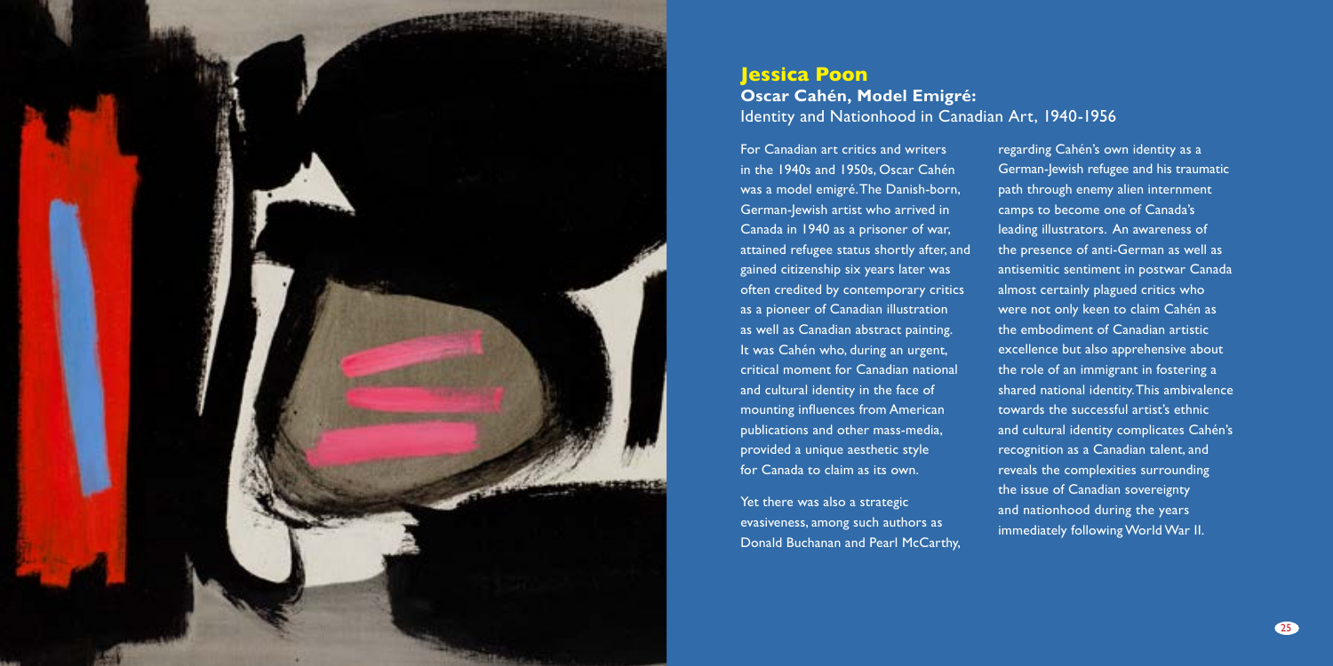## Jessica Poon

### Oscar Cahén, Model Emigré:

Identity and Nationhood in Canadian Art, 1940-1956

For Canadian art critics and writers in the 1940s and 1950s, Oscar Cahén was a model emigré. The Danish-born, German-Jewish artist who arrived in Canada in 1940 as a prisoner of war, attained refugee status shortly after, and gained citizenship six years later was often credited by contemporary critics as a pioneer of Canadian illustration as well as Canadian abstract painting. It was Cahén who, during an urgent, critical moment for Canadian national and cultural identity in the face of mounting influences from American publications and other mass-media, provided a unique aesthetic style for Canada to claim as its own.

Yet there was also a strategic evasiveness, among such authors as Donald Buchanan and Pearl McCarthy, regarding Cahén's own identity as a German-Jewish refugee and his traumatic path through enemy alien internment camps to become one of Canada's leading illustrators. An awareness of the presence of anti-German as well as antisemitic sentiment in postwar Canada almost certainly plagued critics who were not only keen to claim Cahén as the embodiment of Canadian artistic excellence but also apprehensive about the role of an immigrant in fostering a shared national identity. This ambivalence towards the successful artist's ethnic and cultural identity complicates Cahén's recognition as a Canadian talent, and reveals the complexities surrounding the issue of Canadian sovereignty and nationhood during the years immediately following World War II.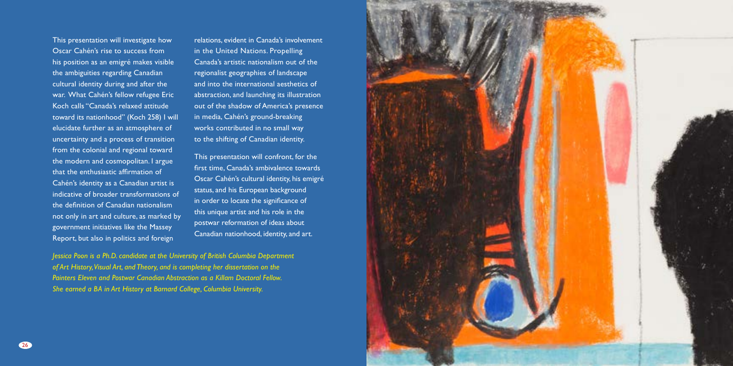This presentation will investigate how Oscar Cahén's rise to success from his position as an emigré makes visible the ambiguities regarding Canadian cultural identity during and after the war. What Cahén's fellow refugee Eric Koch calls "Canada's relaxed attitude toward its nationhood" (Koch 258) I will elucidate further as an atmosphere of uncertainty and a process of transition from the colonial and regional toward the modern and cosmopolitan. I argue that the enthusiastic affirmation of Cahén's identity as a Canadian artist is indicative of broader transformations of the definition of Canadian nationalism not only in art and culture, as marked by government initiatives like the Massey Report, but also in politics and foreign relations, evident in Canada's involvement in the United Nations. Propelling Canada's artistic nationalism out of the regionalist geographies of landscape and into the international aesthetics of abstraction, and launching its illustration out of the shadow of America's presence in media, Cahén's ground-breaking works contributed in no small way to the shifting of Canadian identity.

This presentation will confront, for the first time, Canada's ambivalence towards Oscar Cahén's cultural identity, his emigré status, and his European background in order to locate the significance of this unique artist and his role in the postwar reformation of ideas about Canadian nationhood, identity, and art.

*Jessica Poon is a Ph.D. candidate at the University of British Columbia Department of Art History, Visual Art, and Theory, and is completing her dissertation on the Painters Eleven and Postwar Canadian Abstraction as a Killam Doctoral Fellow. She earned a BA in Art History at Barnard College, Columbia University.*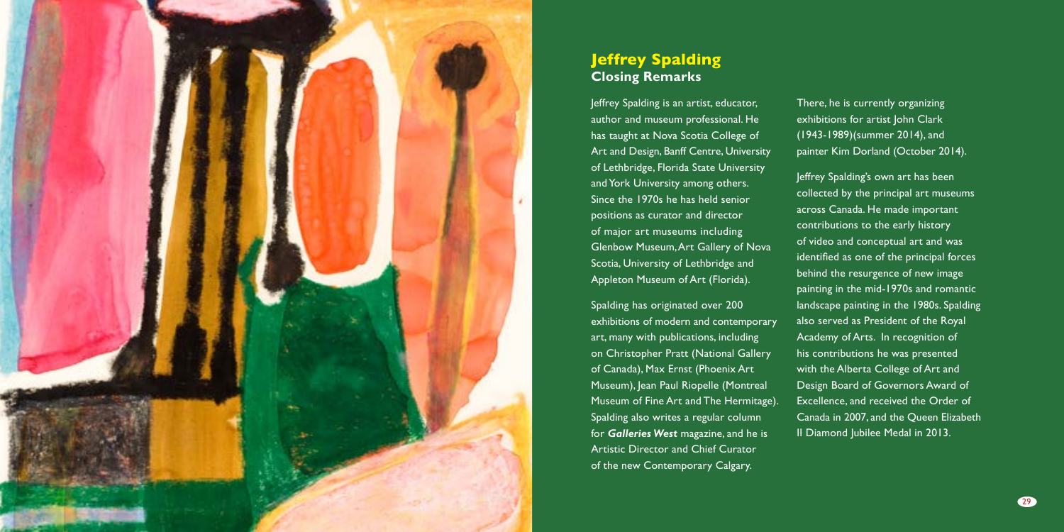## Jeffrey Spalding
### Closing Remarks

Jeffrey Spalding is an artist, educator, author and museum professional. He has taught at Nova Scotia College of Art and Design, Banff Centre, University of Lethbridge, Florida State University and York University among others. Since the 1970s he has held senior positions as curator and director of major art museums including Glenbow Museum, Art Gallery of Nova Scotia, University of Lethbridge and Appleton Museum of Art (Florida).

Spalding has originated over 200 exhibitions of modern and contemporary art, many with publications, including on Christopher Pratt (National Gallery of Canada), Max Ernst (Phoenix Art Museum), Jean Paul Riopelle (Montreal Museum of Fine Art and The Hermitage). Spalding also writes a regular column for ***Galleries West*** magazine, and he is Artistic Director and Chief Curator of the new Contemporary Calgary. There, he is currently organizing exhibitions for artist John Clark (1943-1989)(summer 2014), and painter Kim Dorland (October 2014).

Jeffrey Spalding's own art has been collected by the principal art museums across Canada. He made important contributions to the early history of video and conceptual art and was identified as one of the principal forces behind the resurgence of new image painting in the mid-1970s and romantic landscape painting in the 1980s. Spalding also served as President of the Royal Academy of Arts. In recognition of his contributions he was presented with the Alberta College of Art and Design Board of Governors Award of Excellence, and received the Order of Canada in 2007, and the Queen Elizabeth II Diamond Jubilee Medal in 2013.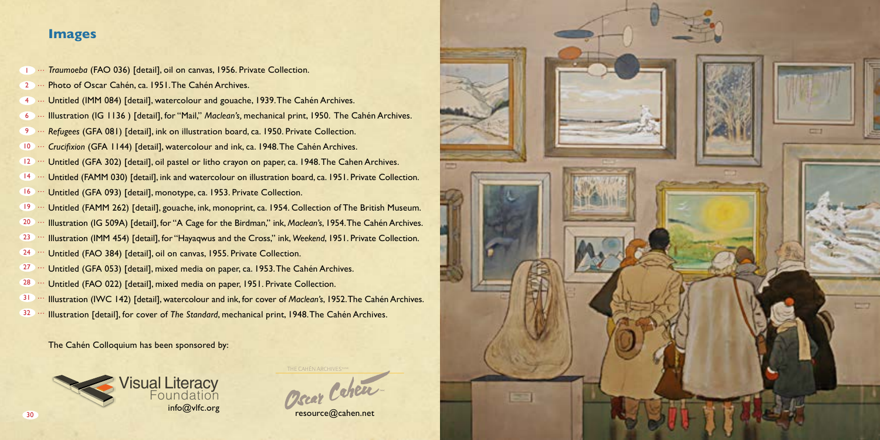## Images

- 1 ··· *Traumoeba* (FAO 036) [detail], oil on canvas, 1956. Private Collection.
- 2 ··· Photo of Oscar Cahén, ca. 1951. The Cahén Archives.
- 4 ··· Untitled (IMM 084) [detail], watercolour and gouache, 1939. The Cahén Archives.
- 6 ··· Illustration (IG 1136 ) [detail], for "Mail," *Maclean's*, mechanical print, 1950. The Cahén Archives.
- 9 ··· *Refugees* (GFA 081) [detail], ink on illustration board, ca. 1950. Private Collection.
- 10 ··· *Crucifixion* (GFA 1144) [detail], watercolour and ink, ca. 1948. The Cahén Archives.
- 12 ··· Untitled (GFA 302) [detail], oil pastel or litho crayon on paper, ca. 1948. The Cahen Archives.
- 14 ··· Untitled (FAMM 030) [detail], ink and watercolour on illustration board, ca. 1951. Private Collection.
- 16 ··· Untitled (GFA 093) [detail], monotype, ca. 1953. Private Collection.
- 19 ··· Untitled (FAMM 262) [detail], gouache, ink, monoprint, ca. 1954. Collection of The British Museum.
- 20 ··· Illustration (IG 509A) [detail], for "A Cage for the Birdman," ink, *Maclean's*, 1954. The Cahén Archives.
- 23 ··· Illustration (IMM 454) [detail], for "Hayaqwus and the Cross," ink, *Weekend*, 1951. Private Collection.
- 24 ··· Untitled (FAO 384) [detail], oil on canvas, 1955. Private Collection.
- 27 ··· Untitled (GFA 053) [detail], mixed media on paper, ca. 1953. The Cahén Archives.
- 28 ··· Untitled (FAO 022) [detail], mixed media on paper, 1951. Private Collection.
- 31 ··· Illustration (IWC 142) [detail], watercolour and ink, for cover of *Maclean's*, 1952. The Cahén Archives.
- 32 ··· Illustration [detail], for cover of *The Standard*, mechanical print, 1948. The Cahén Archives.

The Cahén Colloquium has been sponsored by:

Visual Literacy Foundation
info@vlfc.org

THE CAHÉN ARCHIVES
Oscar Cahén
resource@cahen.net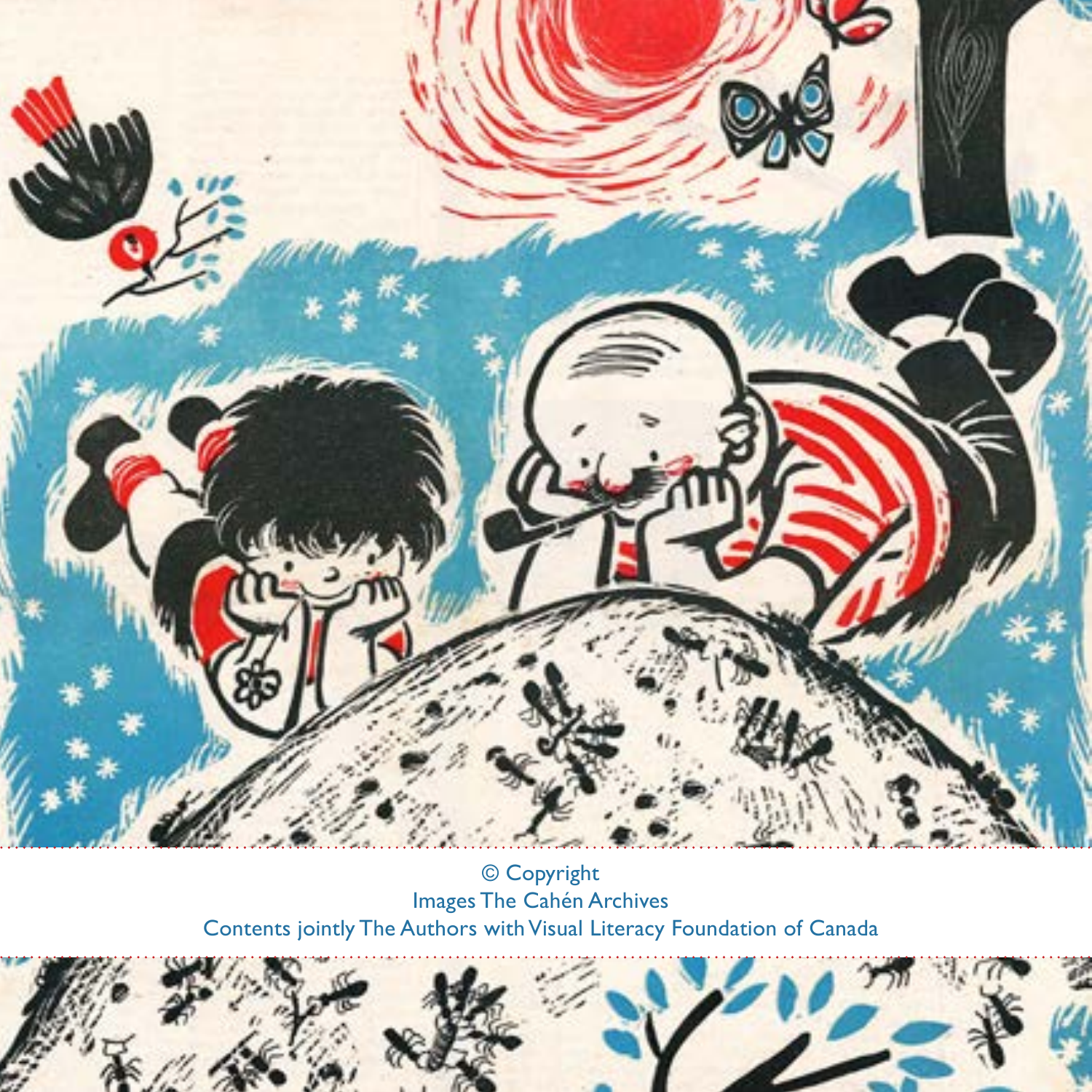© Copyright
Images The Cahén Archives
Contents jointly The Authors with Visual Literacy Foundation of Canada